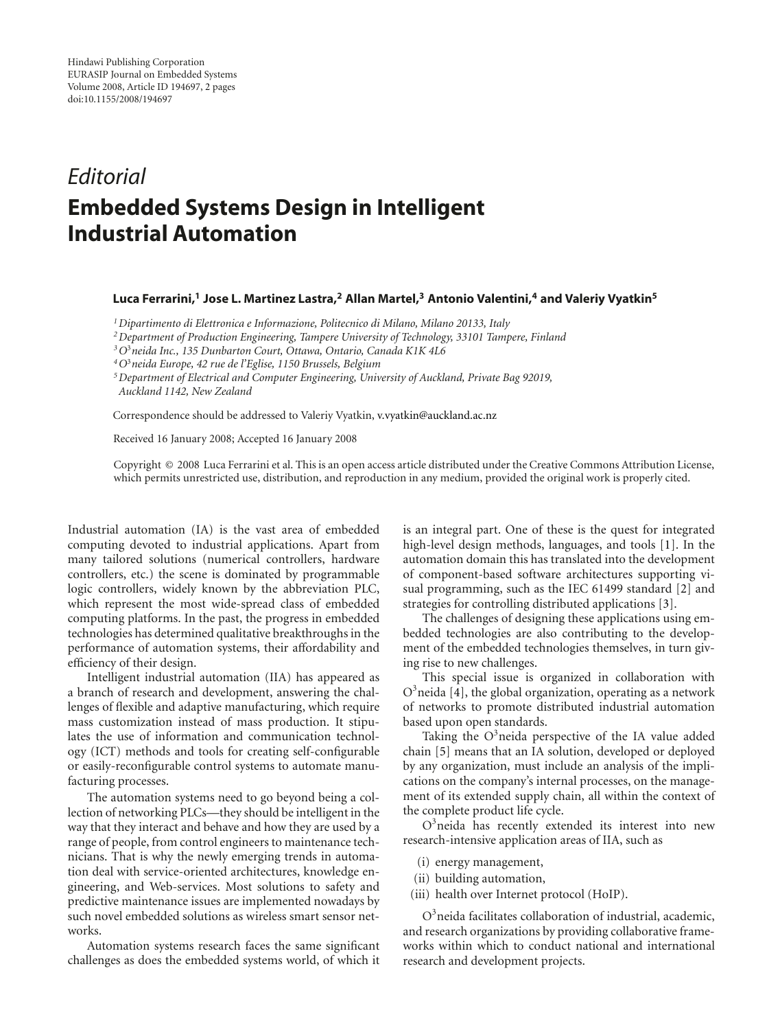Hindawi Publishing Corporation
EURASIP Journal on Embedded Systems
Volume 2008, Article ID 194697, 2 pages
doi:10.1155/2008/194697

*Editorial*

# Embedded Systems Design in Intelligent Industrial Automation

**Luca Ferrarini,[1] Jose L. Martinez Lastra,[2] Allan Martel,[3] Antonio Valentini,[4] and Valeriy Vyatkin[5]**

[1] *Dipartimento di Elettronica e Informazione, Politecnico di Milano, Milano 20133, Italy*
[2] *Department of Production Engineering, Tampere University of Technology, 33101 Tampere, Finland*
[3] *O$^3$neida Inc., 135 Dunbarton Court, Ottawa, Ontario, Canada K1K 4L6*
[4] *O$^3$neida Europe, 42 rue de l'Eglise, 1150 Brussels, Belgium*
[5] *Department of Electrical and Computer Engineering, University of Auckland, Private Bag 92019, Auckland 1142, New Zealand*

Correspondence should be addressed to Valeriy Vyatkin, v.vyatkin@auckland.ac.nz

Received 16 January 2008; Accepted 16 January 2008

Copyright © 2008 Luca Ferrarini et al. This is an open access article distributed under the Creative Commons Attribution License, which permits unrestricted use, distribution, and reproduction in any medium, provided the original work is properly cited.

Industrial automation (IA) is the vast area of embedded computing devoted to industrial applications. Apart from many tailored solutions (numerical controllers, hardware controllers, etc.) the scene is dominated by programmable logic controllers, widely known by the abbreviation PLC, which represent the most wide-spread class of embedded computing platforms. In the past, the progress in embedded technologies has determined qualitative breakthroughs in the performance of automation systems, their affordability and efficiency of their design.

Intelligent industrial automation (IIA) has appeared as a branch of research and development, answering the challenges of flexible and adaptive manufacturing, which require mass customization instead of mass production. It stipulates the use of information and communication technology (ICT) methods and tools for creating self-configurable or easily-reconfigurable control systems to automate manufacturing processes.

The automation systems need to go beyond being a collection of networking PLCs—they should be intelligent in the way that they interact and behave and how they are used by a range of people, from control engineers to maintenance technicians. That is why the newly emerging trends in automation deal with service-oriented architectures, knowledge engineering, and Web-services. Most solutions to safety and predictive maintenance issues are implemented nowadays by such novel embedded solutions as wireless smart sensor networks.

Automation systems research faces the same significant challenges as does the embedded systems world, of which it is an integral part. One of these is the quest for integrated high-level design methods, languages, and tools [1]. In the automation domain this has translated into the development of component-based software architectures supporting visual programming, such as the IEC 61499 standard [2] and strategies for controlling distributed applications [3].

The challenges of designing these applications using embedded technologies are also contributing to the development of the embedded technologies themselves, in turn giving rise to new challenges.

This special issue is organized in collaboration with O$^3$neida [4], the global organization, operating as a network of networks to promote distributed industrial automation based upon open standards.

Taking the O$^3$neida perspective of the IA value added chain [5] means that an IA solution, developed or deployed by any organization, must include an analysis of the implications on the company's internal processes, on the management of its extended supply chain, all within the context of the complete product life cycle.

O$^3$neida has recently extended its interest into new research-intensive application areas of IIA, such as

(i) energy management,
(ii) building automation,
(iii) health over Internet protocol (HoIP).

O$^3$neida facilitates collaboration of industrial, academic, and research organizations by providing collaborative frameworks within which to conduct national and international research and development projects.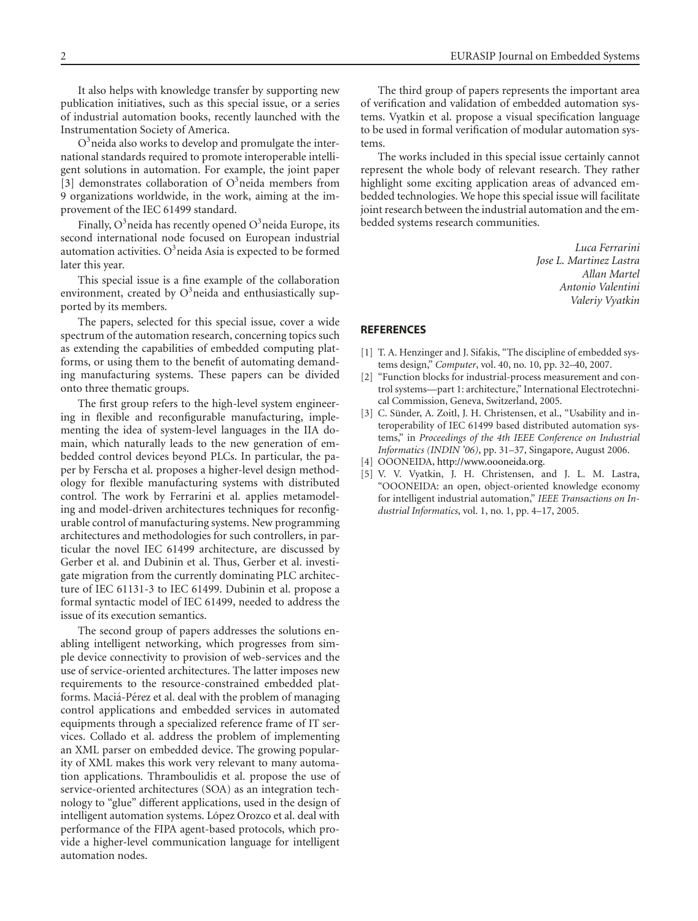It also helps with knowledge transfer by supporting new publication initiatives, such as this special issue, or a series of industrial automation books, recently launched with the Instrumentation Society of America.

$O^3$neida also works to develop and promulgate the international standards required to promote interoperable intelligent solutions in automation. For example, the joint paper [3] demonstrates collaboration of $O^3$neida members from 9 organizations worldwide, in the work, aiming at the improvement of the IEC 61499 standard.

Finally, $O^3$neida has recently opened $O^3$neida Europe, its second international node focused on European industrial automation activities. $O^3$neida Asia is expected to be formed later this year.

This special issue is a fine example of the collaboration environment, created by $O^3$neida and enthusiastically supported by its members.

The papers, selected for this special issue, cover a wide spectrum of the automation research, concerning topics such as extending the capabilities of embedded computing platforms, or using them to the benefit of automating demanding manufacturing systems. These papers can be divided onto three thematic groups.

The first group refers to the high-level system engineering in flexible and reconfigurable manufacturing, implementing the idea of system-level languages in the IIA domain, which naturally leads to the new generation of embedded control devices beyond PLCs. In particular, the paper by Ferscha et al. proposes a higher-level design methodology for flexible manufacturing systems with distributed control. The work by Ferrarini et al. applies metamodeling and model-driven architectures techniques for reconfigurable control of manufacturing systems. New programming architectures and methodologies for such controllers, in particular the novel IEC 61499 architecture, are discussed by Gerber et al. and Dubinin et al. Thus, Gerber et al. investigate migration from the currently dominating PLC architecture of IEC 61131-3 to IEC 61499. Dubinin et al. propose a formal syntactic model of IEC 61499, needed to address the issue of its execution semantics.

The second group of papers addresses the solutions enabling intelligent networking, which progresses from simple device connectivity to provision of web-services and the use of service-oriented architectures. The latter imposes new requirements to the resource-constrained embedded platforms. Maciá-Pérez et al. deal with the problem of managing control applications and embedded services in automated equipments through a specialized reference frame of IT services. Collado et al. address the problem of implementing an XML parser on embedded device. The growing popularity of XML makes this work very relevant to many automation applications. Thramboulidis et al. propose the use of service-oriented architectures (SOA) as an integration technology to "glue" different applications, used in the design of intelligent automation systems. López Orozco et al. deal with performance of the FIPA agent-based protocols, which provide a higher-level communication language for intelligent automation nodes.

The third group of papers represents the important area of verification and validation of embedded automation systems. Vyatkin et al. propose a visual specification language to be used in formal verification of modular automation systems.

The works included in this special issue certainly cannot represent the whole body of relevant research. They rather highlight some exciting application areas of advanced embedded technologies. We hope this special issue will facilitate joint research between the industrial automation and the embedded systems research communities.

*Luca Ferrarini*
*Jose L. Martinez Lastra*
*Allan Martel*
*Antonio Valentini*
*Valeriy Vyatkin*

## REFERENCES

[1] T. A. Henzinger and J. Sifakis, "The discipline of embedded systems design," *Computer*, vol. 40, no. 10, pp. 32–40, 2007.

[2] "Function blocks for industrial-process measurement and control systems—part 1: architecture," International Electrotechnical Commission, Geneva, Switzerland, 2005.

[3] C. Sünder, A. Zoitl, J. H. Christensen, et al., "Usability and interoperability of IEC 61499 based distributed automation systems," in *Proceedings of the 4th IEEE Conference on Industrial Informatics (INDIN '06)*, pp. 31–37, Singapore, August 2006.

[4] OOONEIDA, http://www.oooneida.org.

[5] V. V. Vyatkin, J. H. Christensen, and J. L. M. Lastra, "OOONEIDA: an open, object-oriented knowledge economy for intelligent industrial automation," *IEEE Transactions on Industrial Informatics*, vol. 1, no. 1, pp. 4–17, 2005.